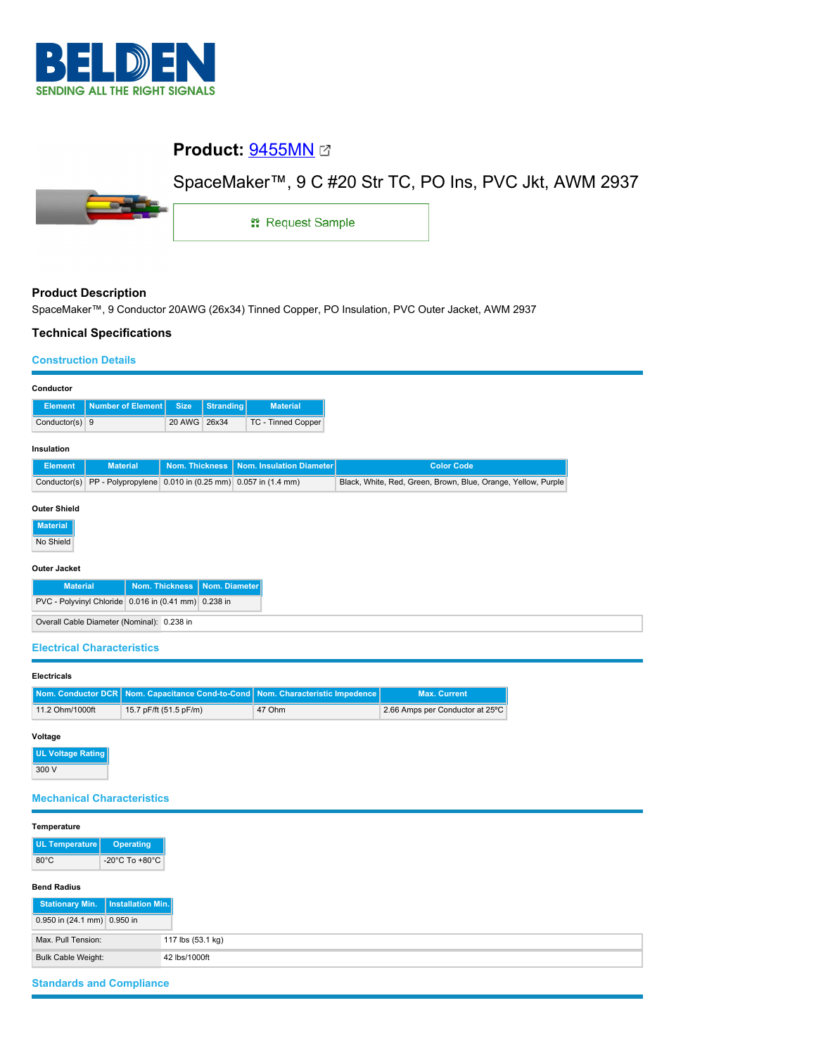# Product: 9455MN

SpaceMaker™, 9 C #20 Str TC, PO Ins, PVC Jkt, AWM 2937

Request Sample

## Product Description

SpaceMaker™, 9 Conductor 20AWG (26x34) Tinned Copper, PO Insulation, PVC Outer Jacket, AWM 2937

## Technical Specifications

### Construction Details

**Conductor**

| Element | Number of Element | Size | Stranding | Material |
|---|---|---|---|---|
| Conductor(s) | 9 | 20 AWG | 26x34 | TC - Tinned Copper |

**Insulation**

| Element | Material | Nom. Thickness | Nom. Insulation Diameter | Color Code |
|---|---|---|---|---|
| Conductor(s) | PP - Polypropylene | 0.010 in (0.25 mm) | 0.057 in (1.4 mm) | Black, White, Red, Green, Brown, Blue, Orange, Yellow, Purple |

**Outer Shield**

| Material |
|---|
| No Shield |

**Outer Jacket**

| Material | Nom. Thickness | Nom. Diameter |
|---|---|---|
| PVC - Polyvinyl Chloride | 0.016 in (0.41 mm) | 0.238 in |

| Overall Cable Diameter (Nominal): | 0.238 in |
|---|---|

### Electrical Characteristics

**Electricals**

| Nom. Conductor DCR | Nom. Capacitance Cond-to-Cond | Nom. Characteristic Impedence | Max. Current |
|---|---|---|---|
| 11.2 Ohm/1000ft | 15.7 pF/ft (51.5 pF/m) | 47 Ohm | 2.66 Amps per Conductor at 25ºC |

**Voltage**

| UL Voltage Rating |
|---|
| 300 V |

### Mechanical Characteristics

**Temperature**

| UL Temperature | Operating |
|---|---|
| 80°C | -20°C To +80°C |

**Bend Radius**

| Stationary Min. | Installation Min. |
|---|---|
| 0.950 in (24.1 mm) | 0.950 in |

| Max. Pull Tension: | 117 lbs (53.1 kg) |
|---|---|
| Bulk Cable Weight: | 42 lbs/1000ft |

### Standards and Compliance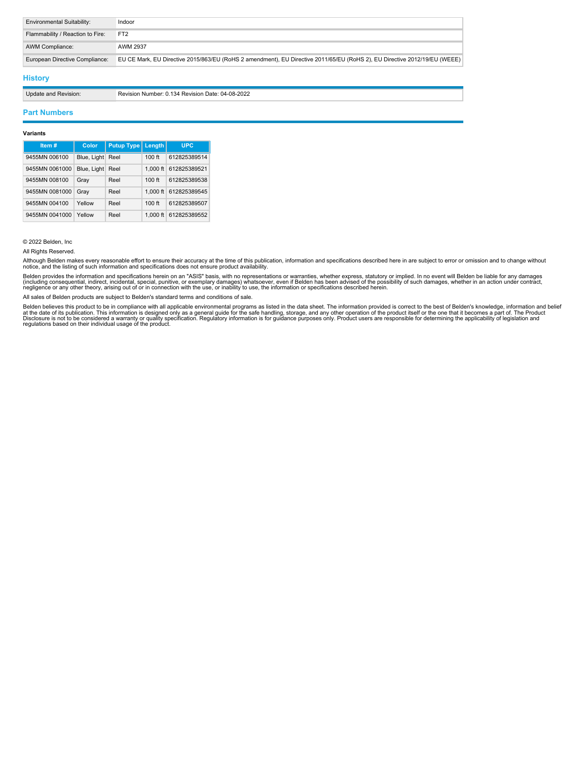| | |
|---|---|
| Environmental Suitability: | Indoor |
| Flammability / Reaction to Fire: | FT2 |
| AWM Compliance: | AWM 2937 |
| European Directive Compliance: | EU CE Mark, EU Directive 2015/863/EU (RoHS 2 amendment), EU Directive 2011/65/EU (RoHS 2), EU Directive 2012/19/EU (WEEE) |

## History

| | |
|---|---|
| Update and Revision: | Revision Number: 0.134 Revision Date: 04-08-2022 |

## Part Numbers

**Variants**

| Item # | Color | Putup Type | Length | UPC |
|---|---|---|---|---|
| 9455MN 006100 | Blue, Light | Reel | 100 ft | 612825389514 |
| 9455MN 0061000 | Blue, Light | Reel | 1,000 ft | 612825389521 |
| 9455MN 008100 | Gray | Reel | 100 ft | 612825389538 |
| 9455MN 0081000 | Gray | Reel | 1,000 ft | 612825389545 |
| 9455MN 004100 | Yellow | Reel | 100 ft | 612825389507 |
| 9455MN 0041000 | Yellow | Reel | 1,000 ft | 612825389552 |

© 2022 Belden, Inc

All Rights Reserved.

Although Belden makes every reasonable effort to ensure their accuracy at the time of this publication, information and specifications described here in are subject to error or omission and to change without notice, and the listing of such information and specifications does not ensure product availability.

Belden provides the information and specifications herein on an "ASIS" basis, with no representations or warranties, whether express, statutory or implied. In no event will Belden be liable for any damages (including consequential, indirect, incidental, special, punitive, or exemplary damages) whatsoever, even if Belden has been advised of the possibility of such damages, whether in an action under contract, negligence or any other theory, arising out of or in connection with the use, or inability to use, the information or specifications described herein.

All sales of Belden products are subject to Belden's standard terms and conditions of sale.

Belden believes this product to be in compliance with all applicable environmental programs as listed in the data sheet. The information provided is correct to the best of Belden's knowledge, information and belief at the date of its publication. This information is designed only as a general guide for the safe handling, storage, and any other operation of the product itself or the one that it becomes a part of. The Product Disclosure is not to be considered a warranty or quality specification. Regulatory information is for guidance purposes only. Product users are responsible for determining the applicability of legislation and regulations based on their individual usage of the product.